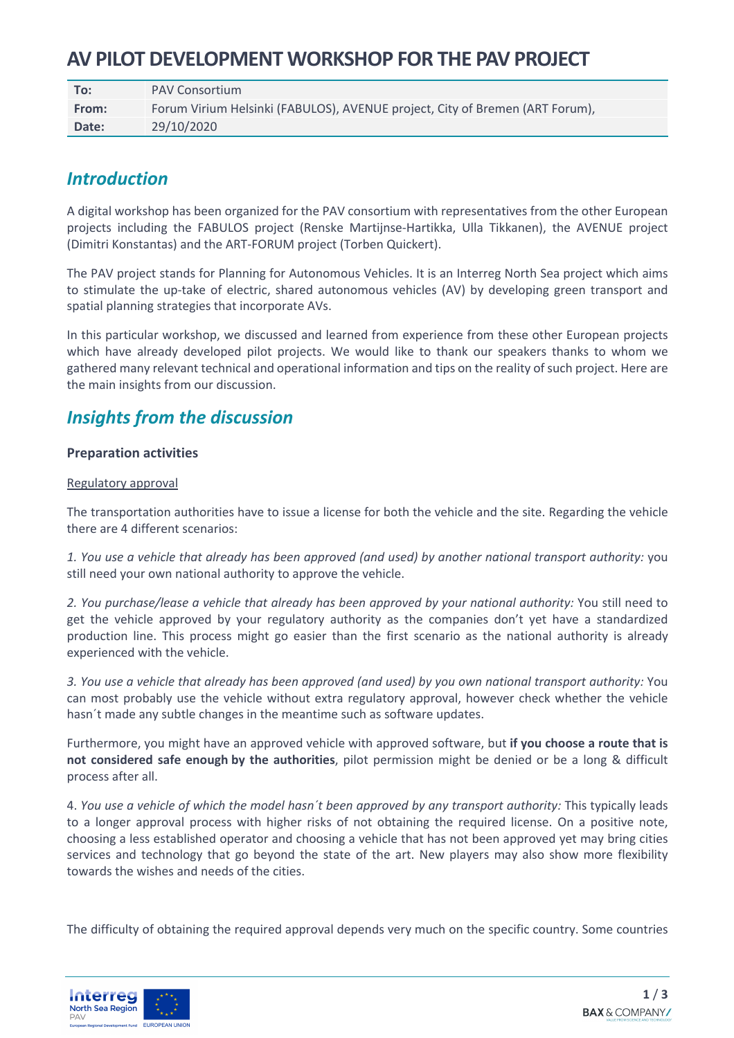# AV PILOT DEVELOPMENT WORKSHOP FOR THE PAV PROJECT

| To: | PAV Consortium |
|---|---|
| From: | Forum Virium Helsinki (FABULOS), AVENUE project, City of Bremen (ART Forum), |
| Date: | 29/10/2020 |

## *Introduction*

A digital workshop has been organized for the PAV consortium with representatives from the other European projects including the FABULOS project (Renske Martijnse-Hartikka, Ulla Tikkanen), the AVENUE project (Dimitri Konstantas) and the ART-FORUM project (Torben Quickert).

The PAV project stands for Planning for Autonomous Vehicles. It is an Interreg North Sea project which aims to stimulate the up-take of electric, shared autonomous vehicles (AV) by developing green transport and spatial planning strategies that incorporate AVs.

In this particular workshop, we discussed and learned from experience from these other European projects which have already developed pilot projects. We would like to thank our speakers thanks to whom we gathered many relevant technical and operational information and tips on the reality of such project. Here are the main insights from our discussion.

## *Insights from the discussion*

### Preparation activities

Regulatory approval

The transportation authorities have to issue a license for both the vehicle and the site. Regarding the vehicle there are 4 different scenarios:

*1. You use a vehicle that already has been approved (and used) by another national transport authority:* you still need your own national authority to approve the vehicle.

*2. You purchase/lease a vehicle that already has been approved by your national authority:* You still need to get the vehicle approved by your regulatory authority as the companies don't yet have a standardized production line. This process might go easier than the first scenario as the national authority is already experienced with the vehicle.

*3. You use a vehicle that already has been approved (and used) by you own national transport authority:* You can most probably use the vehicle without extra regulatory approval, however check whether the vehicle hasn´t made any subtle changes in the meantime such as software updates.

Furthermore, you might have an approved vehicle with approved software, but **if you choose a route that is not considered safe enough by the authorities**, pilot permission might be denied or be a long & difficult process after all.

4. *You use a vehicle of which the model hasn´t been approved by any transport authority:* This typically leads to a longer approval process with higher risks of not obtaining the required license. On a positive note, choosing a less established operator and choosing a vehicle that has not been approved yet may bring cities services and technology that go beyond the state of the art. New players may also show more flexibility towards the wishes and needs of the cities.

The difficulty of obtaining the required approval depends very much on the specific country. Some countries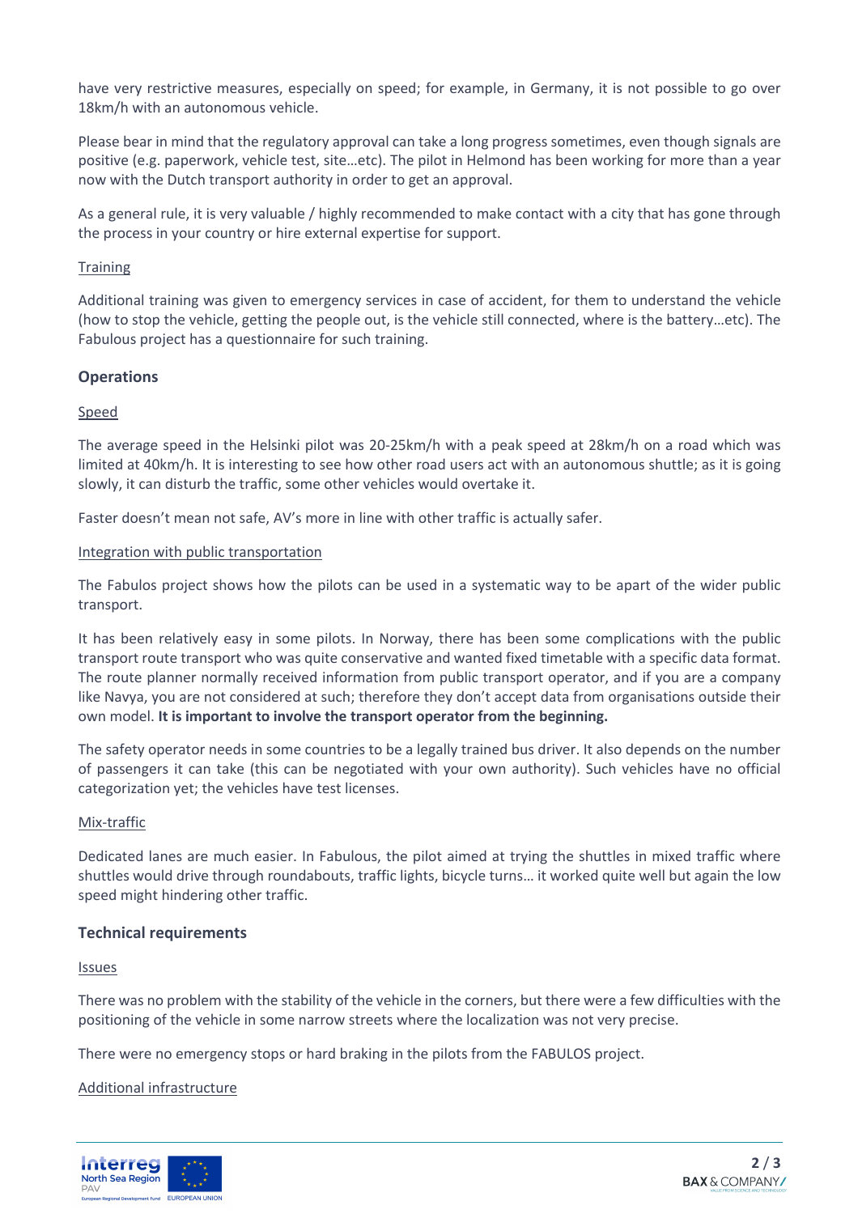have very restrictive measures, especially on speed; for example, in Germany, it is not possible to go over 18km/h with an autonomous vehicle.

Please bear in mind that the regulatory approval can take a long progress sometimes, even though signals are positive (e.g. paperwork, vehicle test, site…etc). The pilot in Helmond has been working for more than a year now with the Dutch transport authority in order to get an approval.

As a general rule, it is very valuable / highly recommended to make contact with a city that has gone through the process in your country or hire external expertise for support.

Training

Additional training was given to emergency services in case of accident, for them to understand the vehicle (how to stop the vehicle, getting the people out, is the vehicle still connected, where is the battery…etc). The Fabulous project has a questionnaire for such training.

### Operations

Speed

The average speed in the Helsinki pilot was 20-25km/h with a peak speed at 28km/h on a road which was limited at 40km/h. It is interesting to see how other road users act with an autonomous shuttle; as it is going slowly, it can disturb the traffic, some other vehicles would overtake it.

Faster doesn't mean not safe, AV's more in line with other traffic is actually safer.

Integration with public transportation

The Fabulos project shows how the pilots can be used in a systematic way to be apart of the wider public transport.

It has been relatively easy in some pilots. In Norway, there has been some complications with the public transport route transport who was quite conservative and wanted fixed timetable with a specific data format. The route planner normally received information from public transport operator, and if you are a company like Navya, you are not considered at such; therefore they don't accept data from organisations outside their own model. **It is important to involve the transport operator from the beginning.**

The safety operator needs in some countries to be a legally trained bus driver. It also depends on the number of passengers it can take (this can be negotiated with your own authority). Such vehicles have no official categorization yet; the vehicles have test licenses.

Mix-traffic

Dedicated lanes are much easier. In Fabulous, the pilot aimed at trying the shuttles in mixed traffic where shuttles would drive through roundabouts, traffic lights, bicycle turns… it worked quite well but again the low speed might hindering other traffic.

### Technical requirements

Issues

There was no problem with the stability of the vehicle in the corners, but there were a few difficulties with the positioning of the vehicle in some narrow streets where the localization was not very precise.

There were no emergency stops or hard braking in the pilots from the FABULOS project.

Additional infrastructure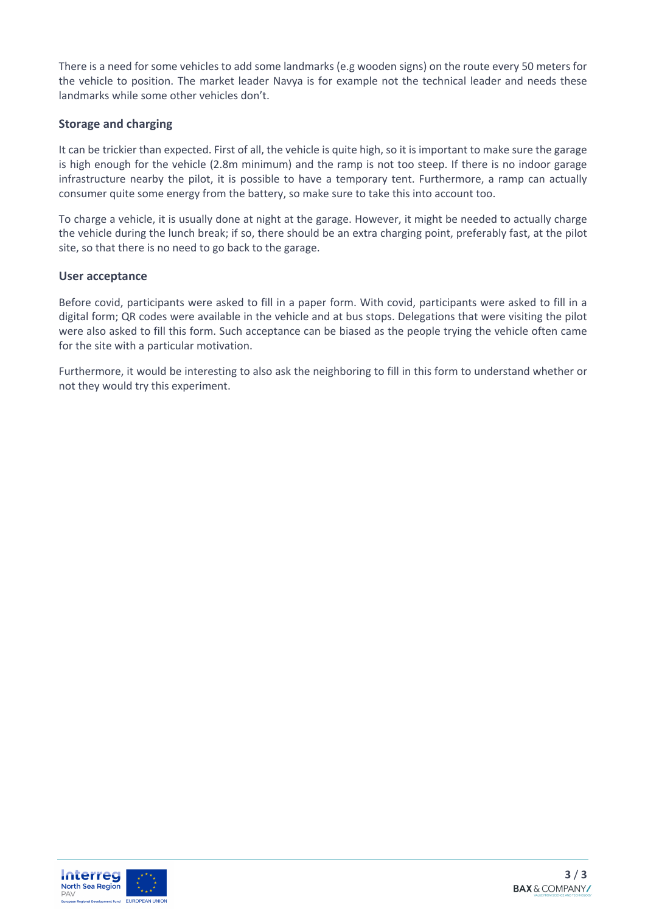There is a need for some vehicles to add some landmarks (e.g wooden signs) on the route every 50 meters for the vehicle to position. The market leader Navya is for example not the technical leader and needs these landmarks while some other vehicles don't.

### Storage and charging

It can be trickier than expected. First of all, the vehicle is quite high, so it is important to make sure the garage is high enough for the vehicle (2.8m minimum) and the ramp is not too steep. If there is no indoor garage infrastructure nearby the pilot, it is possible to have a temporary tent. Furthermore, a ramp can actually consumer quite some energy from the battery, so make sure to take this into account too.

To charge a vehicle, it is usually done at night at the garage. However, it might be needed to actually charge the vehicle during the lunch break; if so, there should be an extra charging point, preferably fast, at the pilot site, so that there is no need to go back to the garage.

### User acceptance

Before covid, participants were asked to fill in a paper form. With covid, participants were asked to fill in a digital form; QR codes were available in the vehicle and at bus stops. Delegations that were visiting the pilot were also asked to fill this form. Such acceptance can be biased as the people trying the vehicle often came for the site with a particular motivation.

Furthermore, it would be interesting to also ask the neighboring to fill in this form to understand whether or not they would try this experiment.